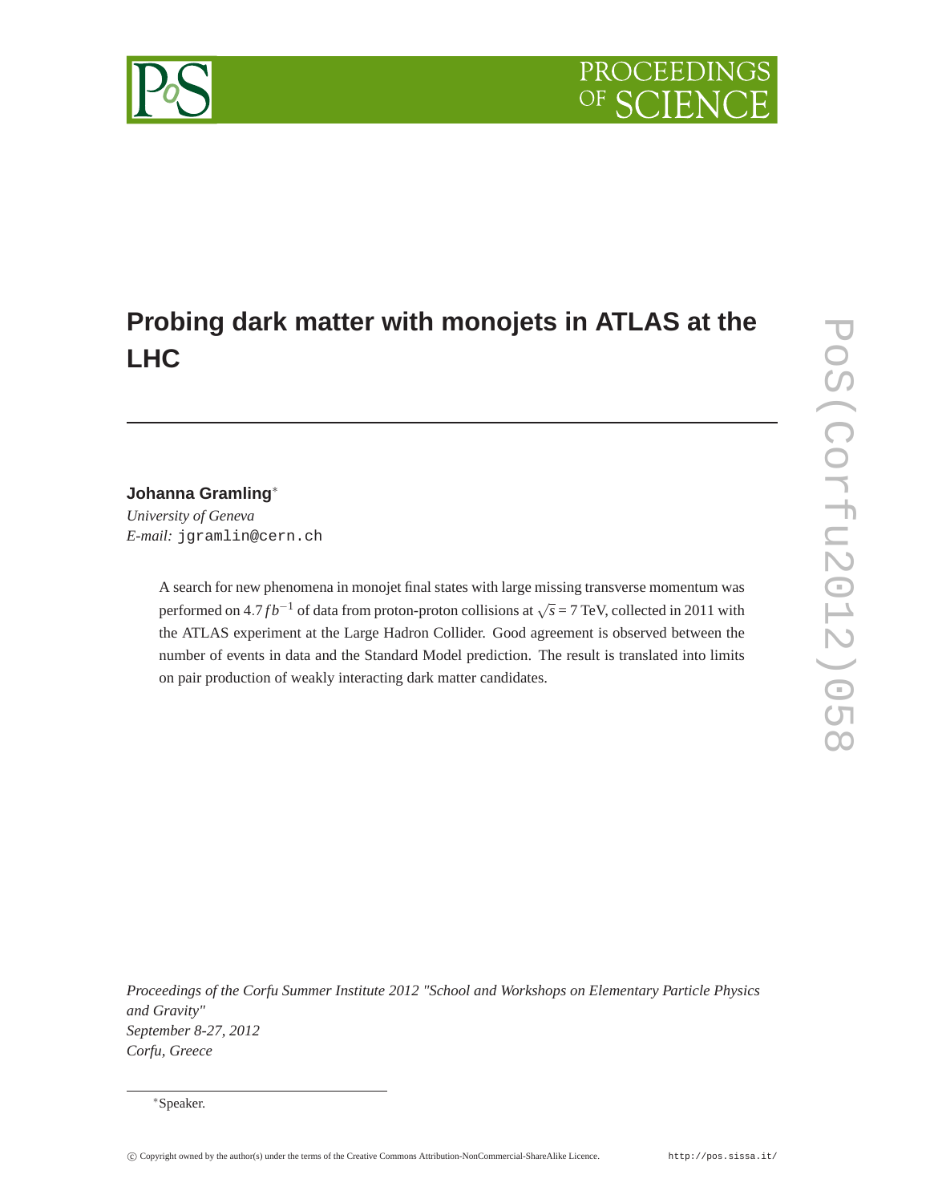# Probing dark matter with monojets in ATLAS at the LHC

**Johanna Gramling***

*University of Geneva*

*E-mail:* jgramlin@cern.ch

A search for new phenomena in monojet final states with large missing transverse momentum was performed on $4.7\,fb^{-1}$ of data from proton-proton collisions at $\sqrt{s} = 7$ TeV, collected in 2011 with the ATLAS experiment at the Large Hadron Collider. Good agreement is observed between the number of events in data and the Standard Model prediction. The result is translated into limits on pair production of weakly interacting dark matter candidates.

*Proceedings of the Corfu Summer Institute 2012 "School and Workshops on Elementary Particle Physics and Gravity"*
*September 8-27, 2012*
*Corfu, Greece*

*Speaker.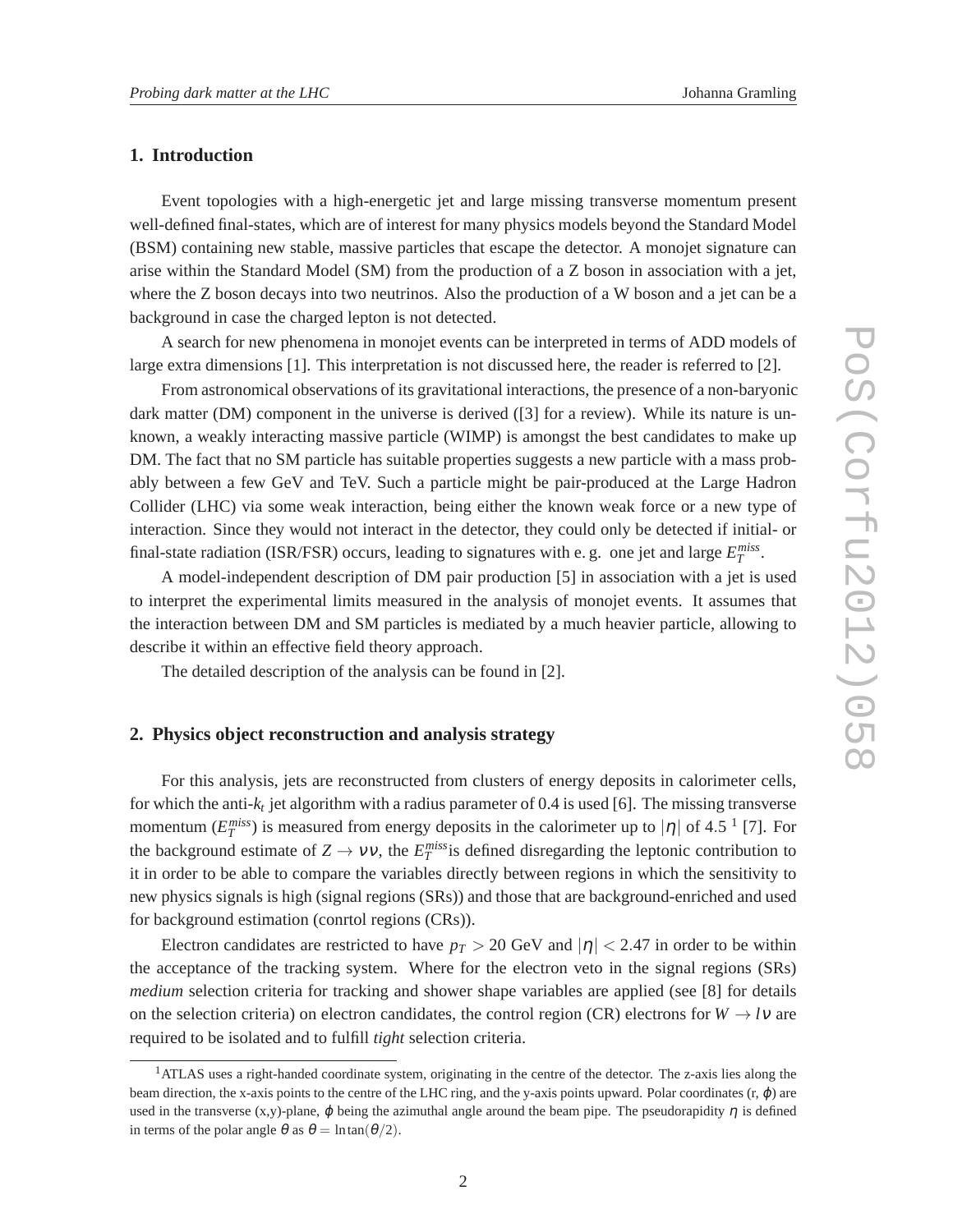## 1. Introduction

Event topologies with a high-energetic jet and large missing transverse momentum present well-defined final-states, which are of interest for many physics models beyond the Standard Model (BSM) containing new stable, massive particles that escape the detector. A monojet signature can arise within the Standard Model (SM) from the production of a Z boson in association with a jet, where the Z boson decays into two neutrinos. Also the production of a W boson and a jet can be a background in case the charged lepton is not detected.

A search for new phenomena in monojet events can be interpreted in terms of ADD models of large extra dimensions [1]. This interpretation is not discussed here, the reader is referred to [2].

From astronomical observations of its gravitational interactions, the presence of a non-baryonic dark matter (DM) component in the universe is derived ([3] for a review). While its nature is unknown, a weakly interacting massive particle (WIMP) is amongst the best candidates to make up DM. The fact that no SM particle has suitable properties suggests a new particle with a mass probably between a few GeV and TeV. Such a particle might be pair-produced at the Large Hadron Collider (LHC) via some weak interaction, being either the known weak force or a new type of interaction. Since they would not interact in the detector, they could only be detected if initial- or final-state radiation (ISR/FSR) occurs, leading to signatures with e. g. one jet and large $E_T^{miss}$.

A model-independent description of DM pair production [5] in association with a jet is used to interpret the experimental limits measured in the analysis of monojet events. It assumes that the interaction between DM and SM particles is mediated by a much heavier particle, allowing to describe it within an effective field theory approach.

The detailed description of the analysis can be found in [2].

## 2. Physics object reconstruction and analysis strategy

For this analysis, jets are reconstructed from clusters of energy deposits in calorimeter cells, for which the anti-$k_t$ jet algorithm with a radius parameter of 0.4 is used [6]. The missing transverse momentum ($E_T^{miss}$) is measured from energy deposits in the calorimeter up to $|\eta|$ of 4.5 [1] [7]. For the background estimate of $Z \rightarrow \nu\nu$, the $E_T^{miss}$is defined disregarding the leptonic contribution to it in order to be able to compare the variables directly between regions in which the sensitivity to new physics signals is high (signal regions (SRs)) and those that are background-enriched and used for background estimation (conrtol regions (CRs)).

Electron candidates are restricted to have $p_T > 20$ GeV and $|\eta| < 2.47$ in order to be within the acceptance of the tracking system. Where for the electron veto in the signal regions (SRs) *medium* selection criteria for tracking and shower shape variables are applied (see [8] for details on the selection criteria) on electron candidates, the control region (CR) electrons for $W \rightarrow l\nu$ are required to be isolated and to fulfill *tight* selection criteria.

[1] ATLAS uses a right-handed coordinate system, originating in the centre of the detector. The z-axis lies along the beam direction, the x-axis points to the centre of the LHC ring, and the y-axis points upward. Polar coordinates (r, $\varphi$) are used in the transverse (x,y)-plane, $\varphi$ being the azimuthal angle around the beam pipe. The pseudorapidity $\eta$ is defined in terms of the polar angle $\theta$ as $\theta = \ln\tan(\theta/2)$.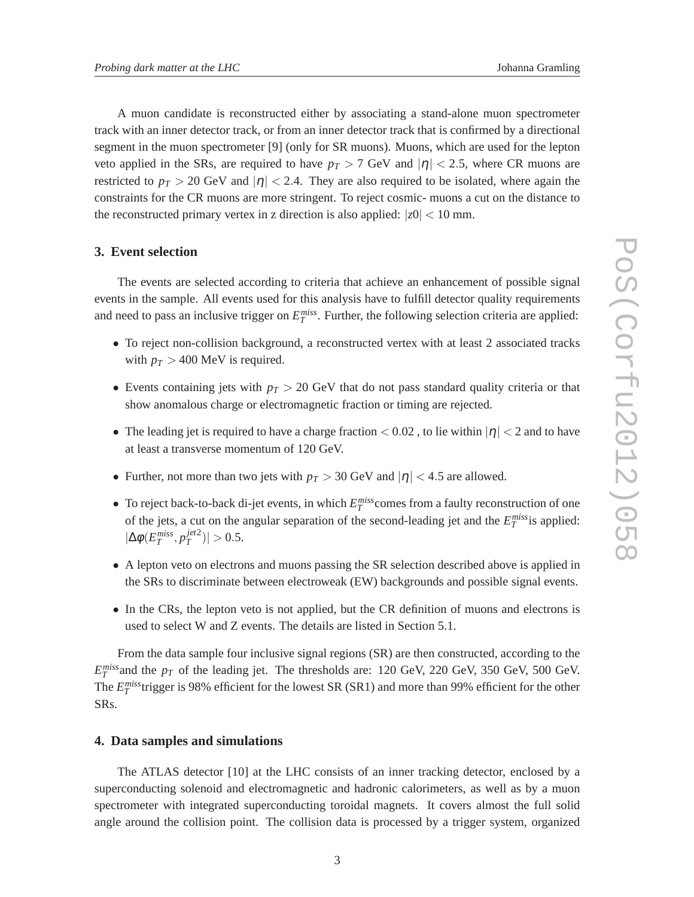A muon candidate is reconstructed either by associating a stand-alone muon spectrometer track with an inner detector track, or from an inner detector track that is confirmed by a directional segment in the muon spectrometer [9] (only for SR muons). Muons, which are used for the lepton veto applied in the SRs, are required to have $p_T > 7$ GeV and $|\eta| < 2.5$, where CR muons are restricted to $p_T > 20$ GeV and $|\eta| < 2.4$. They are also required to be isolated, where again the constraints for the CR muons are more stringent. To reject cosmic- muons a cut on the distance to the reconstructed primary vertex in z direction is also applied: $|z0| < 10$ mm.

## 3. Event selection

The events are selected according to criteria that achieve an enhancement of possible signal events in the sample. All events used for this analysis have to fulfill detector quality requirements and need to pass an inclusive trigger on $E_T^{miss}$. Further, the following selection criteria are applied:

- To reject non-collision background, a reconstructed vertex with at least 2 associated tracks with $p_T > 400$ MeV is required.
- Events containing jets with $p_T > 20$ GeV that do not pass standard quality criteria or that show anomalous charge or electromagnetic fraction or timing are rejected.
- The leading jet is required to have a charge fraction $< 0.02$ , to lie within $|\eta| < 2$ and to have at least a transverse momentum of 120 GeV.
- Further, not more than two jets with $p_T > 30$ GeV and $|\eta| < 4.5$ are allowed.
- To reject back-to-back di-jet events, in which $E_T^{miss}$comes from a faulty reconstruction of one of the jets, a cut on the angular separation of the second-leading jet and the $E_T^{miss}$is applied: $|\Delta\phi(E_T^{miss}, p_T^{jet2})| > 0.5$.
- A lepton veto on electrons and muons passing the SR selection described above is applied in the SRs to discriminate between electroweak (EW) backgrounds and possible signal events.
- In the CRs, the lepton veto is not applied, but the CR definition of muons and electrons is used to select W and Z events. The details are listed in Section 5.1.

From the data sample four inclusive signal regions (SR) are then constructed, according to the $E_T^{miss}$and the $p_T$ of the leading jet. The thresholds are: 120 GeV, 220 GeV, 350 GeV, 500 GeV. The $E_T^{miss}$trigger is 98% efficient for the lowest SR (SR1) and more than 99% efficient for the other SRs.

## 4. Data samples and simulations

The ATLAS detector [10] at the LHC consists of an inner tracking detector, enclosed by a superconducting solenoid and electromagnetic and hadronic calorimeters, as well as by a muon spectrometer with integrated superconducting toroidal magnets. It covers almost the full solid angle around the collision point. The collision data is processed by a trigger system, organized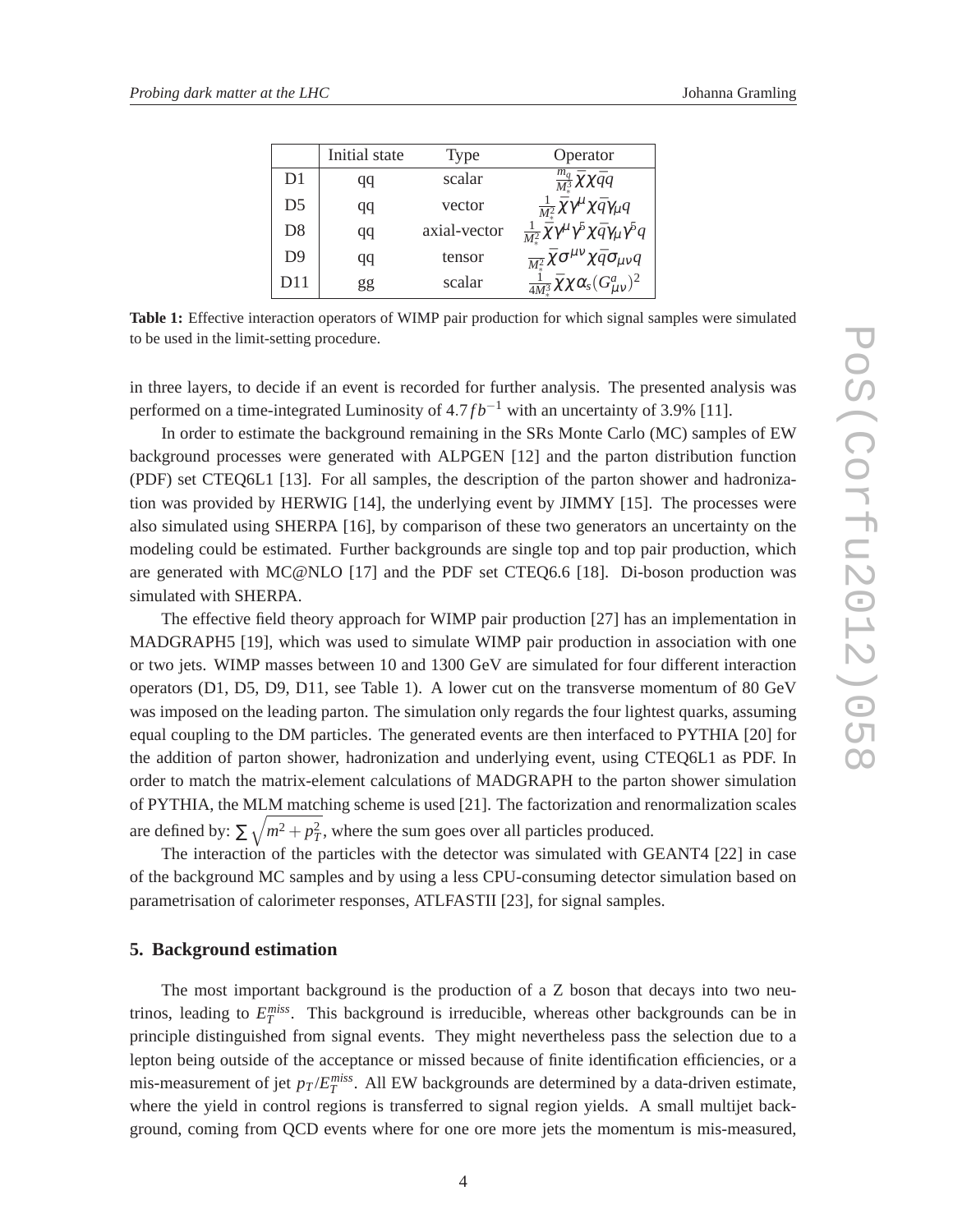|  | Initial state | Type | Operator |
| --- | --- | --- | --- |
| D1 | qq | scalar | $\frac{m_q}{M_*^3}\bar{\chi}\chi\bar{q}q$ |
| D5 | qq | vector | $\frac{1}{M_*^2}\bar{\chi}\gamma^\mu\chi\bar{q}\gamma_\mu q$ |
| D8 | qq | axial-vector | $\frac{1}{M_*^2}\bar{\chi}\gamma^\mu\gamma^5\chi\bar{q}\gamma_\mu\gamma^5 q$ |
| D9 | qq | tensor | $\frac{1}{M_*^2}\bar{\chi}\sigma^{\mu\nu}\chi\bar{q}\sigma_{\mu\nu}q$ |
| D11 | gg | scalar | $\frac{1}{4M_*^3}\bar{\chi}\chi\alpha_s(G^a_{\mu\nu})^2$ |

**Table 1:** Effective interaction operators of WIMP pair production for which signal samples were simulated to be used in the limit-setting procedure.

in three layers, to decide if an event is recorded for further analysis. The presented analysis was performed on a time-integrated Luminosity of $4.7 fb^{-1}$ with an uncertainty of 3.9% [11].

In order to estimate the background remaining in the SRs Monte Carlo (MC) samples of EW background processes were generated with ALPGEN [12] and the parton distribution function (PDF) set CTEQ6L1 [13]. For all samples, the description of the parton shower and hadronization was provided by HERWIG [14], the underlying event by JIMMY [15]. The processes were also simulated using SHERPA [16], by comparison of these two generators an uncertainty on the modeling could be estimated. Further backgrounds are single top and top pair production, which are generated with MC@NLO [17] and the PDF set CTEQ6.6 [18]. Di-boson production was simulated with SHERPA.

The effective field theory approach for WIMP pair production [27] has an implementation in MADGRAPH5 [19], which was used to simulate WIMP pair production in association with one or two jets. WIMP masses between 10 and 1300 GeV are simulated for four different interaction operators (D1, D5, D9, D11, see Table 1). A lower cut on the transverse momentum of 80 GeV was imposed on the leading parton. The simulation only regards the four lightest quarks, assuming equal coupling to the DM particles. The generated events are then interfaced to PYTHIA [20] for the addition of parton shower, hadronization and underlying event, using CTEQ6L1 as PDF. In order to match the matrix-element calculations of MADGRAPH to the parton shower simulation of PYTHIA, the MLM matching scheme is used [21]. The factorization and renormalization scales are defined by: $\sum\sqrt{m^2+p_T^2}$, where the sum goes over all particles produced.

The interaction of the particles with the detector was simulated with GEANT4 [22] in case of the background MC samples and by using a less CPU-consuming detector simulation based on parametrisation of calorimeter responses, ATLFASTII [23], for signal samples.

## 5. Background estimation

The most important background is the production of a Z boson that decays into two neutrinos, leading to $E_T^{miss}$. This background is irreducible, whereas other backgrounds can be in principle distinguished from signal events. They might nevertheless pass the selection due to a lepton being outside of the acceptance or missed because of finite identification efficiencies, or a mis-measurement of jet $p_T/E_T^{miss}$. All EW backgrounds are determined by a data-driven estimate, where the yield in control regions is transferred to signal region yields. A small multijet background, coming from QCD events where for one ore more jets the momentum is mis-measured,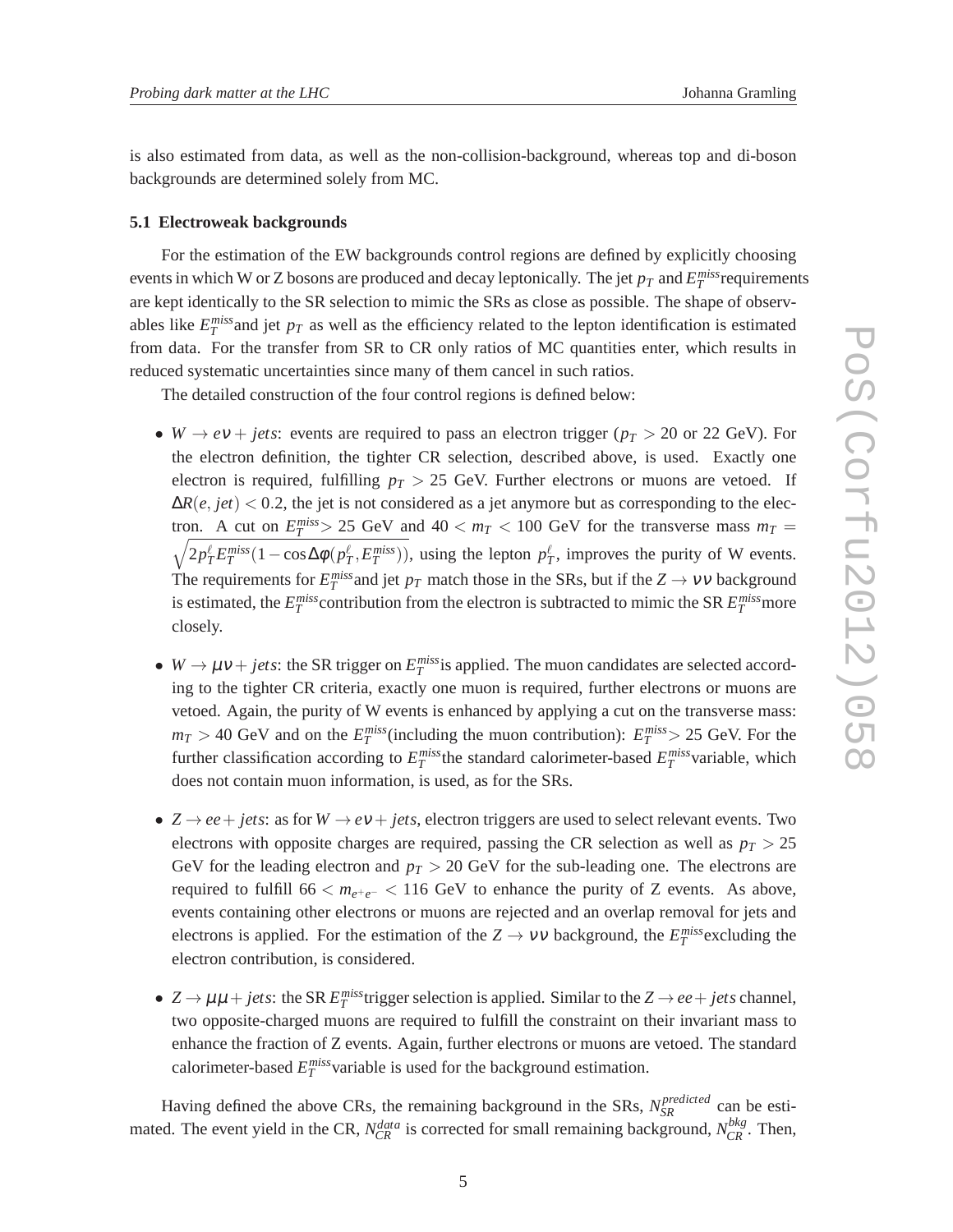is also estimated from data, as well as the non-collision-background, whereas top and di-boson backgrounds are determined solely from MC.

### 5.1 Electroweak backgrounds

For the estimation of the EW backgrounds control regions are defined by explicitly choosing events in which W or Z bosons are produced and decay leptonically. The jet $p_T$ and $E_T^{miss}$ requirements are kept identically to the SR selection to mimic the SRs as close as possible. The shape of observables like $E_T^{miss}$ and jet $p_T$ as well as the efficiency related to the lepton identification is estimated from data. For the transfer from SR to CR only ratios of MC quantities enter, which results in reduced systematic uncertainties since many of them cancel in such ratios.

The detailed construction of the four control regions is defined below:

- $W \rightarrow e\nu + jets$: events are required to pass an electron trigger ($p_T > 20$ or 22 GeV). For the electron definition, the tighter CR selection, described above, is used. Exactly one electron is required, fulfilling $p_T > 25$ GeV. Further electrons or muons are vetoed. If $\Delta R(e, jet) < 0.2$, the jet is not considered as a jet anymore but as corresponding to the electron. A cut on $E_T^{miss} > 25$ GeV and $40 < m_T < 100$ GeV for the transverse mass $m_T = \sqrt{2p_T^{\ell}E_T^{miss}(1-\cos\Delta\phi(p_T^{\ell}, E_T^{miss}))}$, using the lepton $p_T^{\ell}$, improves the purity of W events. The requirements for $E_T^{miss}$ and jet $p_T$ match those in the SRs, but if the $Z \rightarrow \nu\nu$ background is estimated, the $E_T^{miss}$ contribution from the electron is subtracted to mimic the SR $E_T^{miss}$ more closely.

- $W \rightarrow \mu\nu + jets$: the SR trigger on $E_T^{miss}$ is applied. The muon candidates are selected according to the tighter CR criteria, exactly one muon is required, further electrons or muons are vetoed. Again, the purity of W events is enhanced by applying a cut on the transverse mass: $m_T > 40$ GeV and on the $E_T^{miss}$ (including the muon contribution): $E_T^{miss} > 25$ GeV. For the further classification according to $E_T^{miss}$ the standard calorimeter-based $E_T^{miss}$ variable, which does not contain muon information, is used, as for the SRs.

- $Z \rightarrow ee + jets$: as for $W \rightarrow e\nu + jets$, electron triggers are used to select relevant events. Two electrons with opposite charges are required, passing the CR selection as well as $p_T > 25$ GeV for the leading electron and $p_T > 20$ GeV for the sub-leading one. The electrons are required to fulfill $66 < m_{e^+e^-} < 116$ GeV to enhance the purity of Z events. As above, events containing other electrons or muons are rejected and an overlap removal for jets and electrons is applied. For the estimation of the $Z \rightarrow \nu\nu$ background, the $E_T^{miss}$ excluding the electron contribution, is considered.

- $Z \rightarrow \mu\mu + jets$: the SR $E_T^{miss}$ trigger selection is applied. Similar to the $Z \rightarrow ee + jets$ channel, two opposite-charged muons are required to fulfill the constraint on their invariant mass to enhance the fraction of Z events. Again, further electrons or muons are vetoed. The standard calorimeter-based $E_T^{miss}$ variable is used for the background estimation.

Having defined the above CRs, the remaining background in the SRs, $N_{SR}^{predicted}$ can be estimated. The event yield in the CR, $N_{CR}^{data}$ is corrected for small remaining background, $N_{CR}^{bkg}$. Then,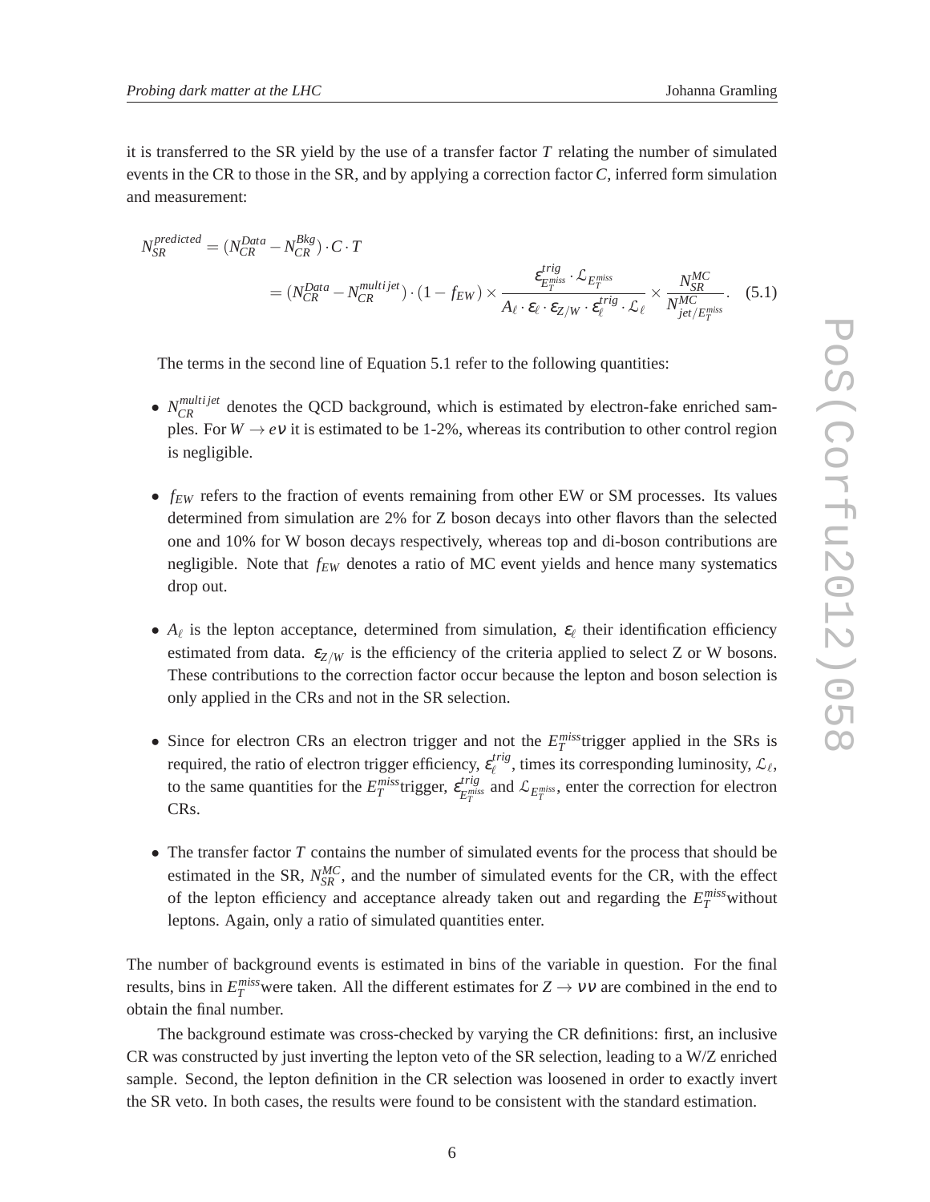it is transferred to the SR yield by the use of a transfer factor $T$ relating the number of simulated events in the CR to those in the SR, and by applying a correction factor $C$, inferred form simulation and measurement:

$$
\begin{aligned}
N_{SR}^{predicted} &= (N_{CR}^{Data} - N_{CR}^{Bkg}) \cdot C \cdot T \\
&= (N_{CR}^{Data} - N_{CR}^{multijet}) \cdot (1 - f_{EW}) \times \frac{\varepsilon_{E_T^{miss}}^{trig} \cdot \mathcal{L}_{E_T^{miss}}}{A_\ell \cdot \varepsilon_\ell \cdot \varepsilon_{Z/W} \cdot \varepsilon_\ell^{trig} \cdot \mathcal{L}_\ell} \times \frac{N_{SR}^{MC}}{N_{jet/E_T^{miss}}^{MC}}. \qquad (5.1)
\end{aligned}
$$

The terms in the second line of Equation 5.1 refer to the following quantities:

- $N_{CR}^{multijet}$ denotes the QCD background, which is estimated by electron-fake enriched samples. For $W \to e\nu$ it is estimated to be 1-2%, whereas its contribution to other control region is negligible.
- $f_{EW}$ refers to the fraction of events remaining from other EW or SM processes. Its values determined from simulation are 2% for Z boson decays into other flavors than the selected one and 10% for W boson decays respectively, whereas top and di-boson contributions are negligible. Note that $f_{EW}$ denotes a ratio of MC event yields and hence many systematics drop out.
- $A_\ell$ is the lepton acceptance, determined from simulation, $\varepsilon_\ell$ their identification efficiency estimated from data. $\varepsilon_{Z/W}$ is the efficiency of the criteria applied to select Z or W bosons. These contributions to the correction factor occur because the lepton and boson selection is only applied in the CRs and not in the SR selection.
- Since for electron CRs an electron trigger and not the $E_T^{miss}$trigger applied in the SRs is required, the ratio of electron trigger efficiency, $\varepsilon_\ell^{trig}$, times its corresponding luminosity, $\mathcal{L}_\ell$, to the same quantities for the $E_T^{miss}$trigger, $\varepsilon_{E_T^{miss}}^{trig}$ and $\mathcal{L}_{E_T^{miss}}$, enter the correction for electron CRs.
- The transfer factor $T$ contains the number of simulated events for the process that should be estimated in the SR, $N_{SR}^{MC}$, and the number of simulated events for the CR, with the effect of the lepton efficiency and acceptance already taken out and regarding the $E_T^{miss}$without leptons. Again, only a ratio of simulated quantities enter.

The number of background events is estimated in bins of the variable in question. For the final results, bins in $E_T^{miss}$were taken. All the different estimates for $Z \to \nu\nu$ are combined in the end to obtain the final number.

The background estimate was cross-checked by varying the CR definitions: first, an inclusive CR was constructed by just inverting the lepton veto of the SR selection, leading to a W/Z enriched sample. Second, the lepton definition in the CR selection was loosened in order to exactly invert the SR veto. In both cases, the results were found to be consistent with the standard estimation.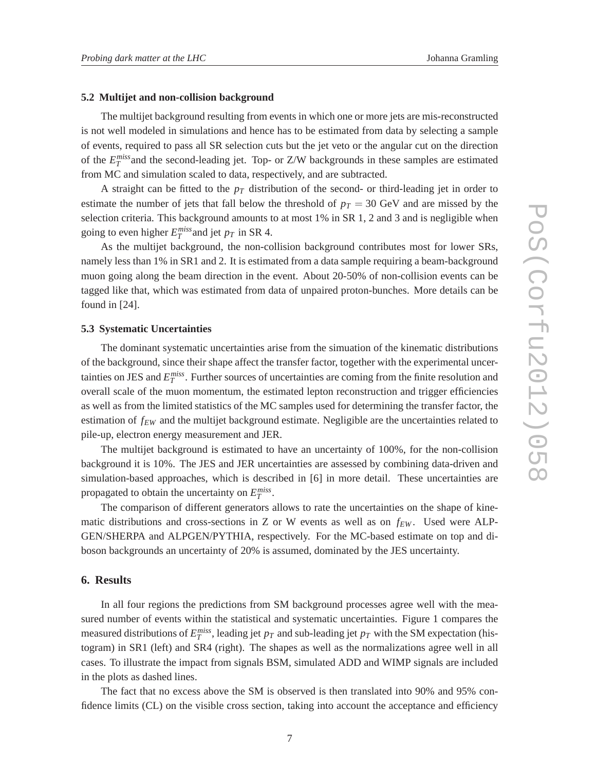### 5.2 Multijet and non-collision background

The multijet background resulting from events in which one or more jets are mis-reconstructed is not well modeled in simulations and hence has to be estimated from data by selecting a sample of events, required to pass all SR selection cuts but the jet veto or the angular cut on the direction of the $E_T^{miss}$and the second-leading jet. Top- or Z/W backgrounds in these samples are estimated from MC and simulation scaled to data, respectively, and are subtracted.

A straight can be fitted to the $p_T$ distribution of the second- or third-leading jet in order to estimate the number of jets that fall below the threshold of $p_T = 30$ GeV and are missed by the selection criteria. This background amounts to at most 1% in SR 1, 2 and 3 and is negligible when going to even higher $E_T^{miss}$and jet $p_T$ in SR 4.

As the multijet background, the non-collision background contributes most for lower SRs, namely less than 1% in SR1 and 2. It is estimated from a data sample requiring a beam-background muon going along the beam direction in the event. About 20-50% of non-collision events can be tagged like that, which was estimated from data of unpaired proton-bunches. More details can be found in [24].

### 5.3 Systematic Uncertainties

The dominant systematic uncertainties arise from the simuation of the kinematic distributions of the background, since their shape affect the transfer factor, together with the experimental uncertainties on JES and $E_T^{miss}$. Further sources of uncertainties are coming from the finite resolution and overall scale of the muon momentum, the estimated lepton reconstruction and trigger efficiencies as well as from the limited statistics of the MC samples used for determining the transfer factor, the estimation of $f_{EW}$ and the multijet background estimate. Negligible are the uncertainties related to pile-up, electron energy measurement and JER.

The multijet background is estimated to have an uncertainty of 100%, for the non-collision background it is 10%. The JES and JER uncertainties are assessed by combining data-driven and simulation-based approaches, which is described in [6] in more detail. These uncertainties are propagated to obtain the uncertainty on $E_T^{miss}$.

The comparison of different generators allows to rate the uncertainties on the shape of kinematic distributions and cross-sections in Z or W events as well as on $f_{EW}$. Used were ALPGEN/SHERPA and ALPGEN/PYTHIA, respectively. For the MC-based estimate on top and diboson backgrounds an uncertainty of 20% is assumed, dominated by the JES uncertainty.

## 6. Results

In all four regions the predictions from SM background processes agree well with the measured number of events within the statistical and systematic uncertainties. Figure 1 compares the measured distributions of $E_T^{miss}$, leading jet $p_T$ and sub-leading jet $p_T$ with the SM expectation (histogram) in SR1 (left) and SR4 (right). The shapes as well as the normalizations agree well in all cases. To illustrate the impact from signals BSM, simulated ADD and WIMP signals are included in the plots as dashed lines.

The fact that no excess above the SM is observed is then translated into 90% and 95% confidence limits (CL) on the visible cross section, taking into account the acceptance and efficiency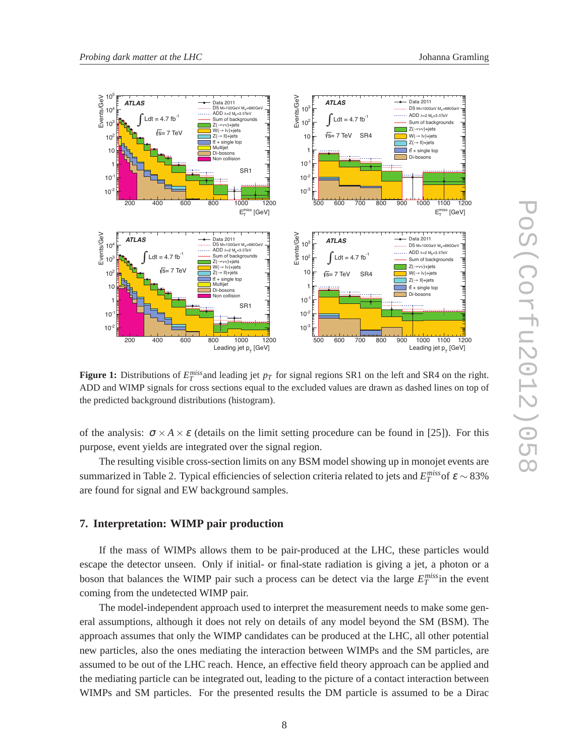**Figure 1:** Distributions of $E_T^{miss}$ and leading jet $p_T$ for signal regions SR1 on the left and SR4 on the right. ADD and WIMP signals for cross sections equal to the excluded values are drawn as dashed lines on top of the predicted background distributions (histogram).

of the analysis: $\sigma \times A \times \varepsilon$ (details on the limit setting procedure can be found in [25]). For this purpose, event yields are integrated over the signal region.

The resulting visible cross-section limits on any BSM model showing up in monojet events are summarized in Table 2. Typical efficiencies of selection criteria related to jets and $E_T^{miss}$ of $\varepsilon \sim 83\%$ are found for signal and EW background samples.

## 7. Interpretation: WIMP pair production

If the mass of WIMPs allows them to be pair-produced at the LHC, these particles would escape the detector unseen. Only if initial- or final-state radiation is giving a jet, a photon or a boson that balances the WIMP pair such a process can be detect via the large $E_T^{miss}$ in the event coming from the undetected WIMP pair.

The model-independent approach used to interpret the measurement needs to make some general assumptions, although it does not rely on details of any model beyond the SM (BSM). The approach assumes that only the WIMP candidates can be produced at the LHC, all other potential new particles, also the ones mediating the interaction between WIMPs and the SM particles, are assumed to be out of the LHC reach. Hence, an effective field theory approach can be applied and the mediating particle can be integrated out, leading to the picture of a contact interaction between WIMPs and SM particles. For the presented results the DM particle is assumed to be a Dirac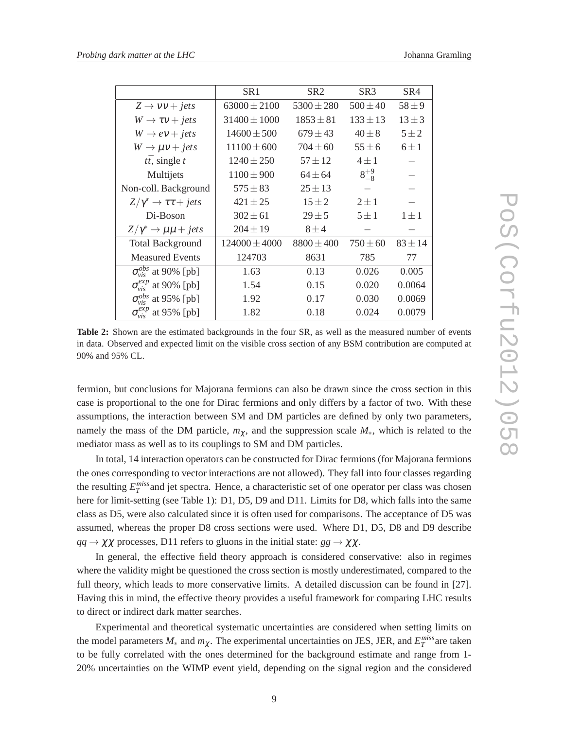| | SR1 | SR2 | SR3 | SR4 |
|---|---|---|---|---|
| $Z \to \nu\nu + jets$ | $63000 \pm 2100$ | $5300 \pm 280$ | $500 \pm 40$ | $58 \pm 9$ |
| $W \to \tau\nu + jets$ | $31400 \pm 1000$ | $1853 \pm 81$ | $133 \pm 13$ | $13 \pm 3$ |
| $W \to e\nu + jets$ | $14600 \pm 500$ | $679 \pm 43$ | $40 \pm 8$ | $5 \pm 2$ |
| $W \to \mu\nu + jets$ | $11100 \pm 600$ | $704 \pm 60$ | $55 \pm 6$ | $6 \pm 1$ |
| $t\bar{t}$, single $t$ | $1240 \pm 250$ | $57 \pm 12$ | $4 \pm 1$ | – |
| Multijets | $1100 \pm 900$ | $64 \pm 64$ | $8^{+9}_{-8}$ | – |
| Non-coll. Background | $575 \pm 83$ | $25 \pm 13$ | – | – |
| $Z/\gamma^* \to \tau\tau + jets$ | $421 \pm 25$ | $15 \pm 2$ | $2 \pm 1$ | – |
| Di-Boson | $302 \pm 61$ | $29 \pm 5$ | $5 \pm 1$ | $1 \pm 1$ |
| $Z/\gamma^* \to \mu\mu + jets$ | $204 \pm 19$ | $8 \pm 4$ | – | – |
| Total Background | $124000 \pm 4000$ | $8800 \pm 400$ | $750 \pm 60$ | $83 \pm 14$ |
| Measured Events | 124703 | 8631 | 785 | 77 |
| $\sigma_{vis}^{obs}$ at 90% [pb] | 1.63 | 0.13 | 0.026 | 0.005 |
| $\sigma_{vis}^{exp}$ at 90% [pb] | 1.54 | 0.15 | 0.020 | 0.0064 |
| $\sigma_{vis}^{obs}$ at 95% [pb] | 1.92 | 0.17 | 0.030 | 0.0069 |
| $\sigma_{vis}^{exp}$ at 95% [pb] | 1.82 | 0.18 | 0.024 | 0.0079 |

**Table 2:** Shown are the estimated backgrounds in the four SR, as well as the measured number of events in data. Observed and expected limit on the visible cross section of any BSM contribution are computed at 90% and 95% CL.

fermion, but conclusions for Majorana fermions can also be drawn since the cross section in this case is proportional to the one for Dirac fermions and only differs by a factor of two. With these assumptions, the interaction between SM and DM particles are defined by only two parameters, namely the mass of the DM particle, $m_\chi$, and the suppression scale $M_*$, which is related to the mediator mass as well as to its couplings to SM and DM particles.

In total, 14 interaction operators can be constructed for Dirac fermions (for Majorana fermions the ones corresponding to vector interactions are not allowed). They fall into four classes regarding the resulting $E_T^{miss}$and jet spectra. Hence, a characteristic set of one operator per class was chosen here for limit-setting (see Table 1): D1, D5, D9 and D11. Limits for D8, which falls into the same class as D5, were also calculated since it is often used for comparisons. The acceptance of D5 was assumed, whereas the proper D8 cross sections were used. Where D1, D5, D8 and D9 describe $qq \to \chi\chi$ processes, D11 refers to gluons in the initial state: $gg \to \chi\chi$.

In general, the effective field theory approach is considered conservative: also in regimes where the validity might be questioned the cross section is mostly underestimated, compared to the full theory, which leads to more conservative limits. A detailed discussion can be found in [27]. Having this in mind, the effective theory provides a useful framework for comparing LHC results to direct or indirect dark matter searches.

Experimental and theoretical systematic uncertainties are considered when setting limits on the model parameters $M_*$ and $m_\chi$. The experimental uncertainties on JES, JER, and $E_T^{miss}$are taken to be fully correlated with the ones determined for the background estimate and range from 1-20% uncertainties on the WIMP event yield, depending on the signal region and the considered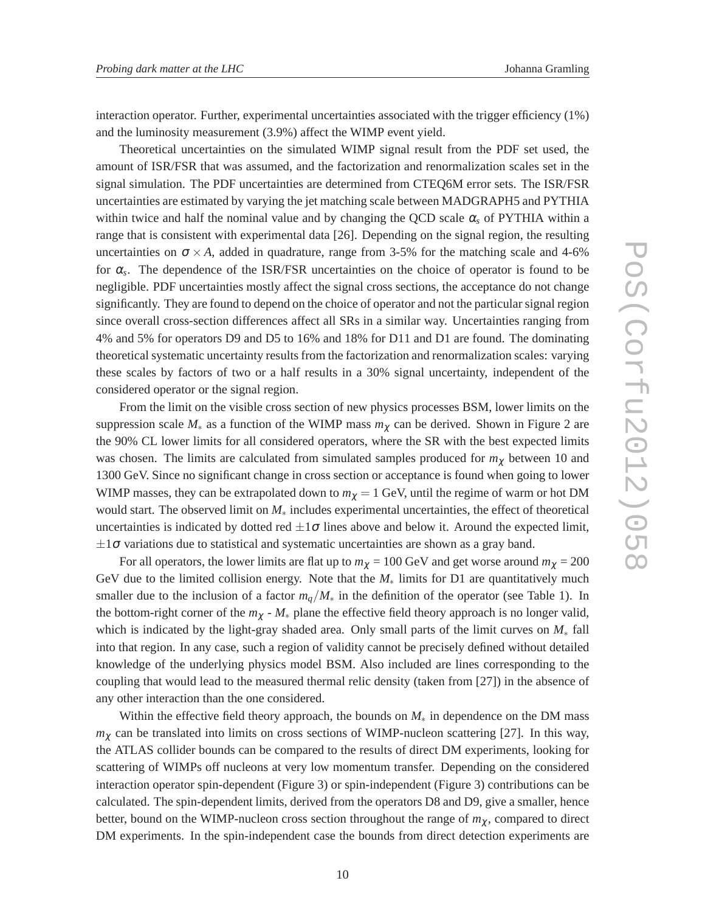interaction operator. Further, experimental uncertainties associated with the trigger efficiency (1%) and the luminosity measurement (3.9%) affect the WIMP event yield.

Theoretical uncertainties on the simulated WIMP signal result from the PDF set used, the amount of ISR/FSR that was assumed, and the factorization and renormalization scales set in the signal simulation. The PDF uncertainties are determined from CTEQ6M error sets. The ISR/FSR uncertainties are estimated by varying the jet matching scale between MADGRAPH5 and PYTHIA within twice and half the nominal value and by changing the QCD scale $\alpha_s$ of PYTHIA within a range that is consistent with experimental data [26]. Depending on the signal region, the resulting uncertainties on $\sigma \times A$, added in quadrature, range from 3-5% for the matching scale and 4-6% for $\alpha_s$. The dependence of the ISR/FSR uncertainties on the choice of operator is found to be negligible. PDF uncertainties mostly affect the signal cross sections, the acceptance do not change significantly. They are found to depend on the choice of operator and not the particular signal region since overall cross-section differences affect all SRs in a similar way. Uncertainties ranging from 4% and 5% for operators D9 and D5 to 16% and 18% for D11 and D1 are found. The dominating theoretical systematic uncertainty results from the factorization and renormalization scales: varying these scales by factors of two or a half results in a 30% signal uncertainty, independent of the considered operator or the signal region.

From the limit on the visible cross section of new physics processes BSM, lower limits on the suppression scale $M_*$ as a function of the WIMP mass $m_\chi$ can be derived. Shown in Figure 2 are the 90% CL lower limits for all considered operators, where the SR with the best expected limits was chosen. The limits are calculated from simulated samples produced for $m_\chi$ between 10 and 1300 GeV. Since no significant change in cross section or acceptance is found when going to lower WIMP masses, they can be extrapolated down to $m_\chi = 1$ GeV, until the regime of warm or hot DM would start. The observed limit on $M_*$ includes experimental uncertainties, the effect of theoretical uncertainties is indicated by dotted red $\pm 1\sigma$ lines above and below it. Around the expected limit, $\pm 1\sigma$ variations due to statistical and systematic uncertainties are shown as a gray band.

For all operators, the lower limits are flat up to $m_\chi = 100$ GeV and get worse around $m_\chi = 200$ GeV due to the limited collision energy. Note that the $M_*$ limits for D1 are quantitatively much smaller due to the inclusion of a factor $m_q/M_*$ in the definition of the operator (see Table 1). In the bottom-right corner of the $m_\chi$ - $M_*$ plane the effective field theory approach is no longer valid, which is indicated by the light-gray shaded area. Only small parts of the limit curves on $M_*$ fall into that region. In any case, such a region of validity cannot be precisely defined without detailed knowledge of the underlying physics model BSM. Also included are lines corresponding to the coupling that would lead to the measured thermal relic density (taken from [27]) in the absence of any other interaction than the one considered.

Within the effective field theory approach, the bounds on $M_*$ in dependence on the DM mass $m_\chi$ can be translated into limits on cross sections of WIMP-nucleon scattering [27]. In this way, the ATLAS collider bounds can be compared to the results of direct DM experiments, looking for scattering of WIMPs off nucleons at very low momentum transfer. Depending on the considered interaction operator spin-dependent (Figure 3) or spin-independent (Figure 3) contributions can be calculated. The spin-dependent limits, derived from the operators D8 and D9, give a smaller, hence better, bound on the WIMP-nucleon cross section throughout the range of $m_\chi$, compared to direct DM experiments. In the spin-independent case the bounds from direct detection experiments are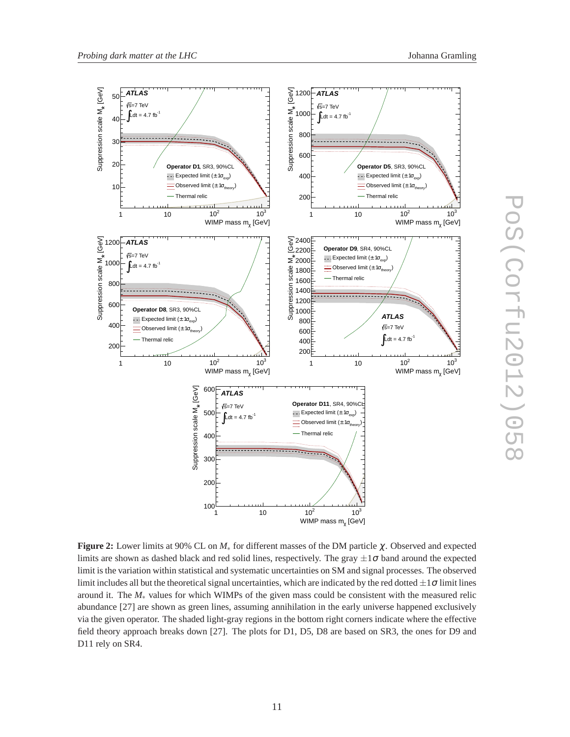**Figure 2:** Lower limits at 90% CL on $M_*$ for different masses of the DM particle $\chi$. Observed and expected limits are shown as dashed black and red solid lines, respectively. The gray $\pm 1\sigma$ band around the expected limit is the variation within statistical and systematic uncertainties on SM and signal processes. The observed limit includes all but the theoretical signal uncertainties, which are indicated by the red dotted $\pm 1\sigma$ limit lines around it. The $M_*$ values for which WIMPs of the given mass could be consistent with the measured relic abundance [27] are shown as green lines, assuming annihilation in the early universe happened exclusively via the given operator. The shaded light-gray regions in the bottom right corners indicate where the effective field theory approach breaks down [27]. The plots for D1, D5, D8 are based on SR3, the ones for D9 and D11 rely on SR4.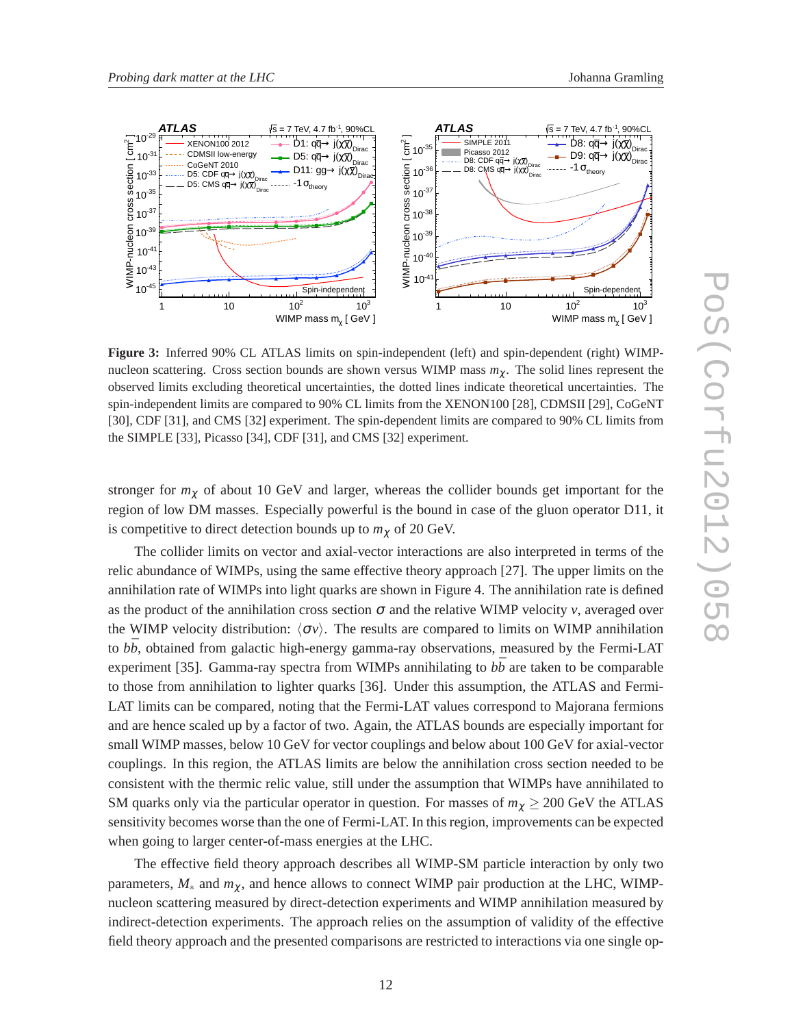**Figure 3:** Inferred 90% CL ATLAS limits on spin-independent (left) and spin-dependent (right) WIMP-nucleon scattering. Cross section bounds are shown versus WIMP mass $m_\chi$. The solid lines represent the observed limits excluding theoretical uncertainties, the dotted lines indicate theoretical uncertainties. The spin-independent limits are compared to 90% CL limits from the XENON100 [28], CDMSII [29], CoGeNT [30], CDF [31], and CMS [32] experiment. The spin-dependent limits are compared to 90% CL limits from the SIMPLE [33], Picasso [34], CDF [31], and CMS [32] experiment.

stronger for $m_\chi$ of about 10 GeV and larger, whereas the collider bounds get important for the region of low DM masses. Especially powerful is the bound in case of the gluon operator D11, it is competitive to direct detection bounds up to $m_\chi$ of 20 GeV.

The collider limits on vector and axial-vector interactions are also interpreted in terms of the relic abundance of WIMPs, using the same effective theory approach [27]. The upper limits on the annihilation rate of WIMPs into light quarks are shown in Figure 4. The annihilation rate is defined as the product of the annihilation cross section $\sigma$ and the relative WIMP velocity $v$, averaged over the WIMP velocity distribution: $\langle \sigma v \rangle$. The results are compared to limits on WIMP annihilation to $b\bar{b}$, obtained from galactic high-energy gamma-ray observations, measured by the Fermi-LAT experiment [35]. Gamma-ray spectra from WIMPs annihilating to $b\bar{b}$ are taken to be comparable to those from annihilation to lighter quarks [36]. Under this assumption, the ATLAS and Fermi-LAT limits can be compared, noting that the Fermi-LAT values correspond to Majorana fermions and are hence scaled up by a factor of two. Again, the ATLAS bounds are especially important for small WIMP masses, below 10 GeV for vector couplings and below about 100 GeV for axial-vector couplings. In this region, the ATLAS limits are below the annihilation cross section needed to be consistent with the thermic relic value, still under the assumption that WIMPs have annihilated to SM quarks only via the particular operator in question. For masses of $m_\chi \geq 200$ GeV the ATLAS sensitivity becomes worse than the one of Fermi-LAT. In this region, improvements can be expected when going to larger center-of-mass energies at the LHC.

The effective field theory approach describes all WIMP-SM particle interaction by only two parameters, $M_*$ and $m_\chi$, and hence allows to connect WIMP pair production at the LHC, WIMP-nucleon scattering measured by direct-detection experiments and WIMP annihilation measured by indirect-detection experiments. The approach relies on the assumption of validity of the effective field theory approach and the presented comparisons are restricted to interactions via one single op-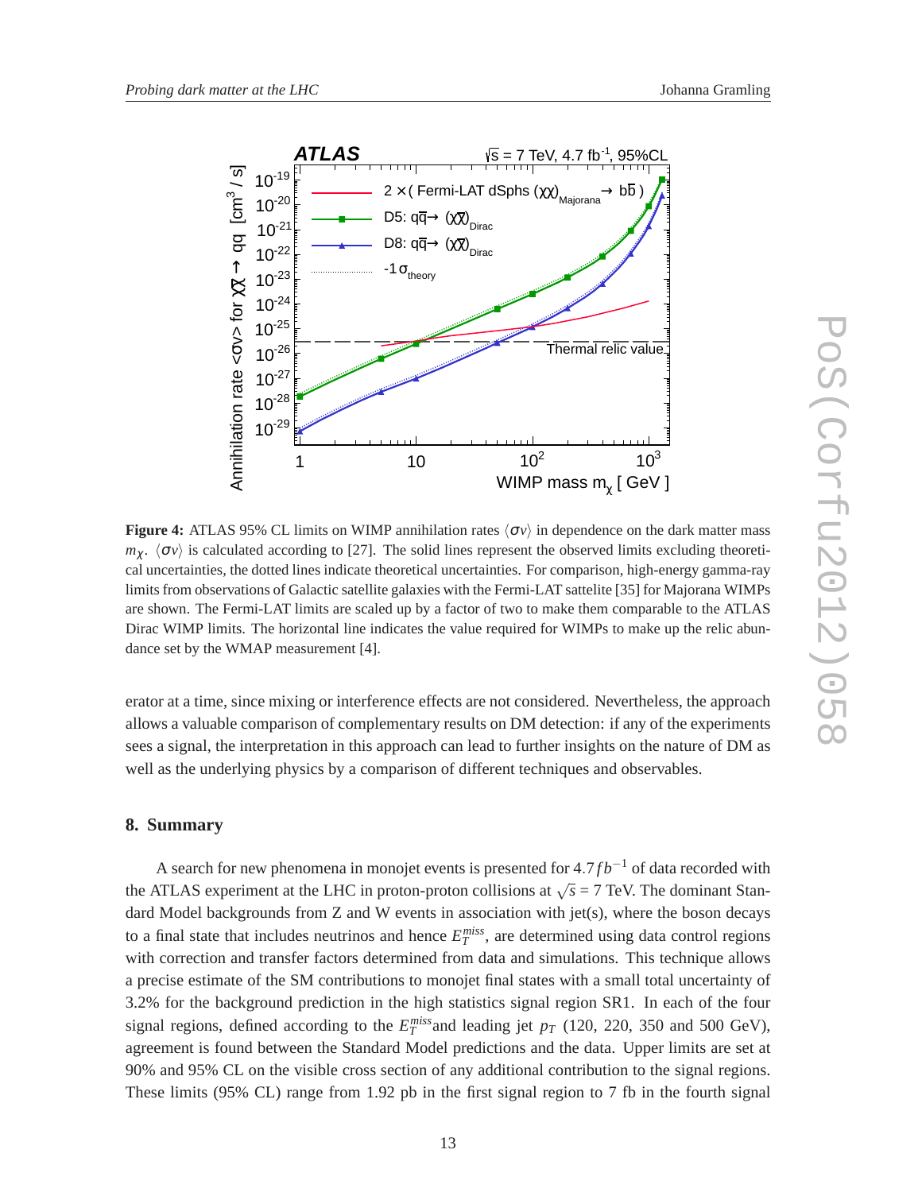**Figure 4:** ATLAS 95% CL limits on WIMP annihilation rates $\langle\sigma v\rangle$ in dependence on the dark matter mass $m_\chi$. $\langle\sigma v\rangle$ is calculated according to [27]. The solid lines represent the observed limits excluding theoretical uncertainties, the dotted lines indicate theoretical uncertainties. For comparison, high-energy gamma-ray limits from observations of Galactic satellite galaxies with the Fermi-LAT sattelite [35] for Majorana WIMPs are shown. The Fermi-LAT limits are scaled up by a factor of two to make them comparable to the ATLAS Dirac WIMP limits. The horizontal line indicates the value required for WIMPs to make up the relic abundance set by the WMAP measurement [4].

erator at a time, since mixing or interference effects are not considered. Nevertheless, the approach allows a valuable comparison of complementary results on DM detection: if any of the experiments sees a signal, the interpretation in this approach can lead to further insights on the nature of DM as well as the underlying physics by a comparison of different techniques and observables.

## 8. Summary

A search for new phenomena in monojet events is presented for $4.7\,fb^{-1}$ of data recorded with the ATLAS experiment at the LHC in proton-proton collisions at $\sqrt{s}$ = 7 TeV. The dominant Standard Model backgrounds from Z and W events in association with jet(s), where the boson decays to a final state that includes neutrinos and hence $E_T^{miss}$, are determined using data control regions with correction and transfer factors determined from data and simulations. This technique allows a precise estimate of the SM contributions to monojet final states with a small total uncertainty of 3.2% for the background prediction in the high statistics signal region SR1. In each of the four signal regions, defined according to the $E_T^{miss}$and leading jet $p_T$ (120, 220, 350 and 500 GeV), agreement is found between the Standard Model predictions and the data. Upper limits are set at 90% and 95% CL on the visible cross section of any additional contribution to the signal regions. These limits (95% CL) range from 1.92 pb in the first signal region to 7 fb in the fourth signal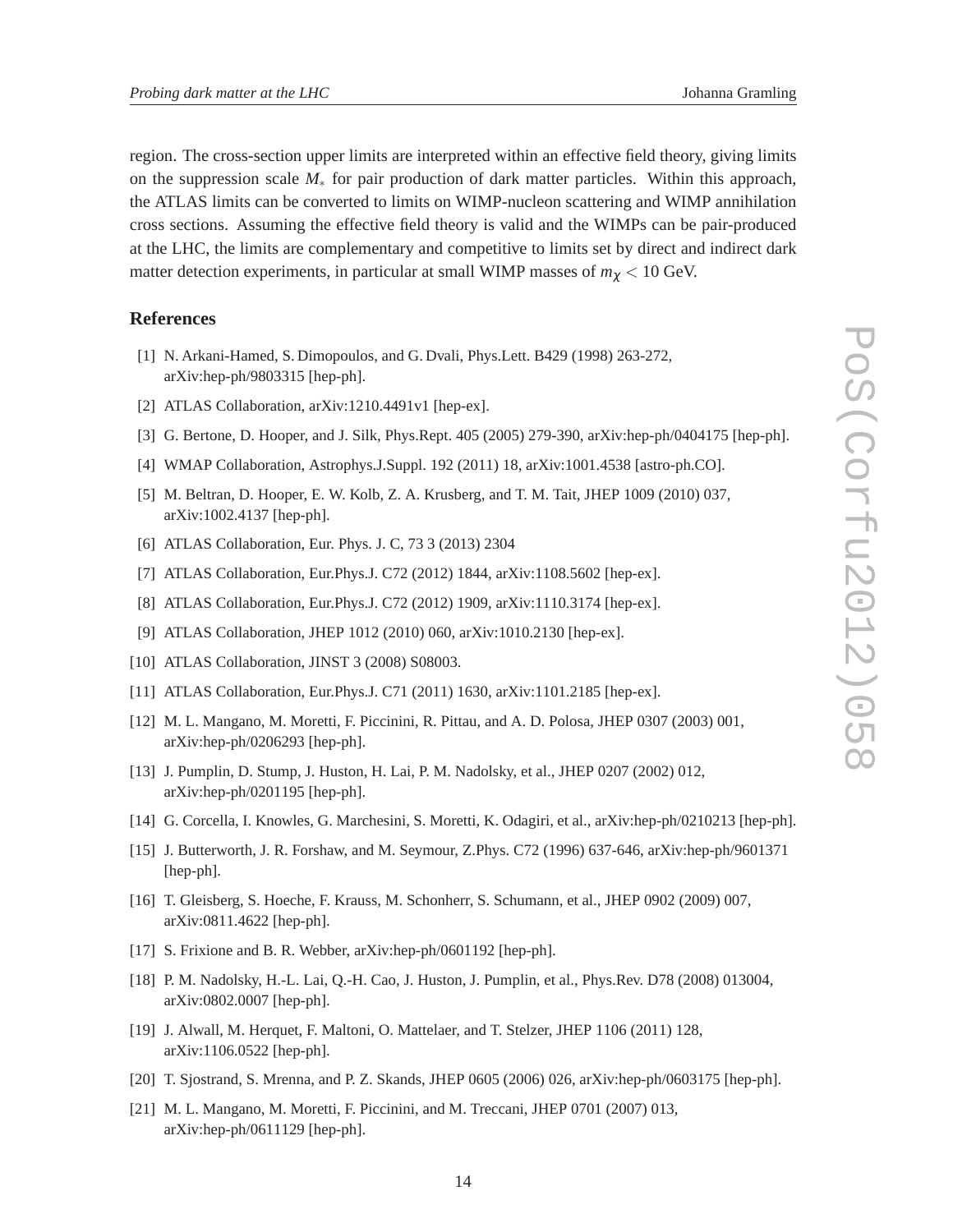region. The cross-section upper limits are interpreted within an effective field theory, giving limits on the suppression scale $M_*$ for pair production of dark matter particles. Within this approach, the ATLAS limits can be converted to limits on WIMP-nucleon scattering and WIMP annihilation cross sections. Assuming the effective field theory is valid and the WIMPs can be pair-produced at the LHC, the limits are complementary and competitive to limits set by direct and indirect dark matter detection experiments, in particular at small WIMP masses of $m_\chi < 10$ GeV.

## References

[1] N. Arkani-Hamed, S. Dimopoulos, and G. Dvali, Phys.Lett. B429 (1998) 263-272, arXiv:hep-ph/9803315 [hep-ph].

[2] ATLAS Collaboration, arXiv:1210.4491v1 [hep-ex].

[3] G. Bertone, D. Hooper, and J. Silk, Phys.Rept. 405 (2005) 279-390, arXiv:hep-ph/0404175 [hep-ph].

[4] WMAP Collaboration, Astrophys.J.Suppl. 192 (2011) 18, arXiv:1001.4538 [astro-ph.CO].

[5] M. Beltran, D. Hooper, E. W. Kolb, Z. A. Krusberg, and T. M. Tait, JHEP 1009 (2010) 037, arXiv:1002.4137 [hep-ph].

[6] ATLAS Collaboration, Eur. Phys. J. C, 73 3 (2013) 2304

[7] ATLAS Collaboration, Eur.Phys.J. C72 (2012) 1844, arXiv:1108.5602 [hep-ex].

[8] ATLAS Collaboration, Eur.Phys.J. C72 (2012) 1909, arXiv:1110.3174 [hep-ex].

[9] ATLAS Collaboration, JHEP 1012 (2010) 060, arXiv:1010.2130 [hep-ex].

[10] ATLAS Collaboration, JINST 3 (2008) S08003.

[11] ATLAS Collaboration, Eur.Phys.J. C71 (2011) 1630, arXiv:1101.2185 [hep-ex].

[12] M. L. Mangano, M. Moretti, F. Piccinini, R. Pittau, and A. D. Polosa, JHEP 0307 (2003) 001, arXiv:hep-ph/0206293 [hep-ph].

[13] J. Pumplin, D. Stump, J. Huston, H. Lai, P. M. Nadolsky, et al., JHEP 0207 (2002) 012, arXiv:hep-ph/0201195 [hep-ph].

[14] G. Corcella, I. Knowles, G. Marchesini, S. Moretti, K. Odagiri, et al., arXiv:hep-ph/0210213 [hep-ph].

[15] J. Butterworth, J. R. Forshaw, and M. Seymour, Z.Phys. C72 (1996) 637-646, arXiv:hep-ph/9601371 [hep-ph].

[16] T. Gleisberg, S. Hoeche, F. Krauss, M. Schonherr, S. Schumann, et al., JHEP 0902 (2009) 007, arXiv:0811.4622 [hep-ph].

[17] S. Frixione and B. R. Webber, arXiv:hep-ph/0601192 [hep-ph].

[18] P. M. Nadolsky, H.-L. Lai, Q.-H. Cao, J. Huston, J. Pumplin, et al., Phys.Rev. D78 (2008) 013004, arXiv:0802.0007 [hep-ph].

[19] J. Alwall, M. Herquet, F. Maltoni, O. Mattelaer, and T. Stelzer, JHEP 1106 (2011) 128, arXiv:1106.0522 [hep-ph].

[20] T. Sjostrand, S. Mrenna, and P. Z. Skands, JHEP 0605 (2006) 026, arXiv:hep-ph/0603175 [hep-ph].

[21] M. L. Mangano, M. Moretti, F. Piccinini, and M. Treccani, JHEP 0701 (2007) 013, arXiv:hep-ph/0611129 [hep-ph].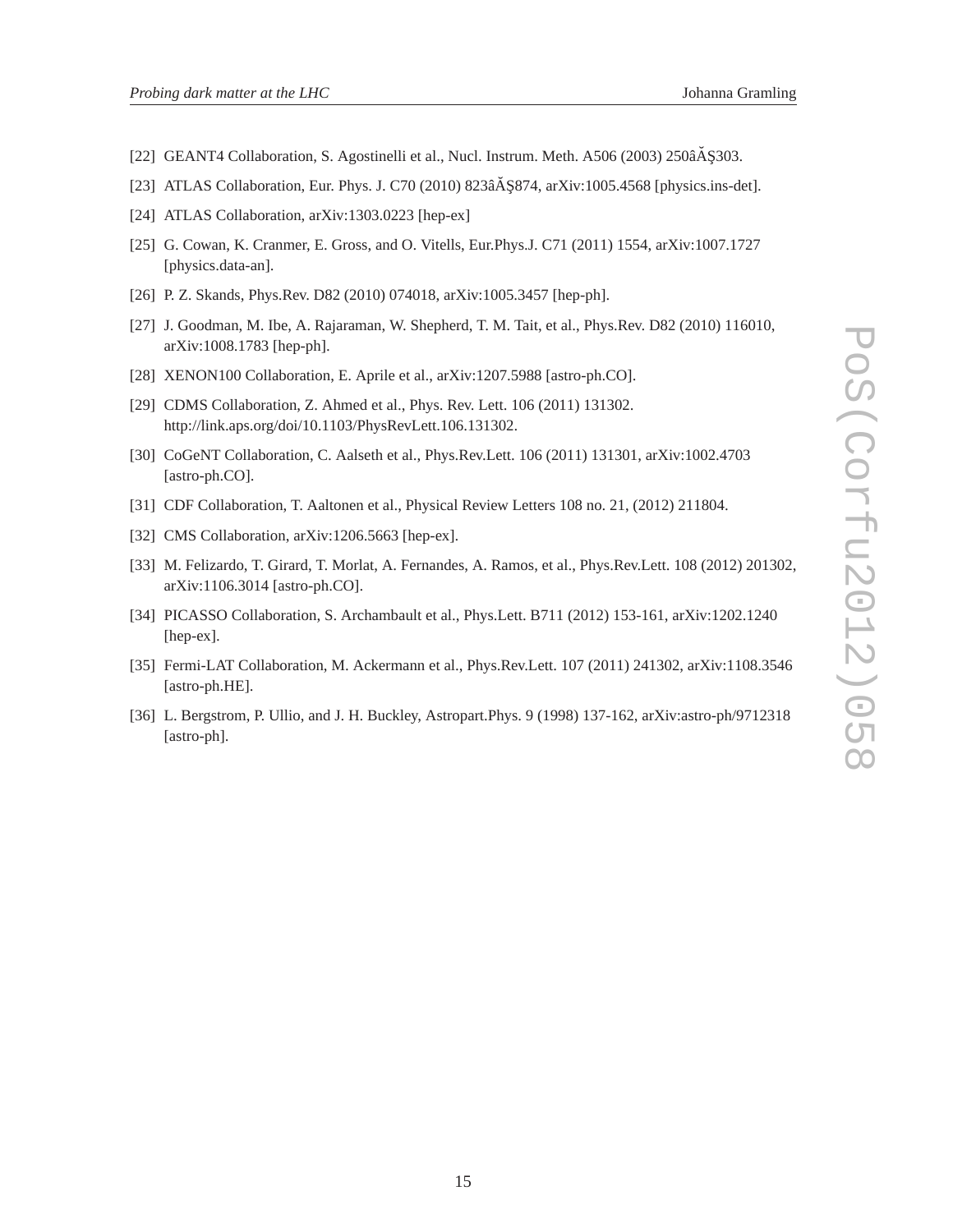[22] GEANT4 Collaboration, S. Agostinelli et al., Nucl. Instrum. Meth. A506 (2003) 250âĂŞ303.

[23] ATLAS Collaboration, Eur. Phys. J. C70 (2010) 823âĂŞ874, arXiv:1005.4568 [physics.ins-det].

[24] ATLAS Collaboration, arXiv:1303.0223 [hep-ex]

[25] G. Cowan, K. Cranmer, E. Gross, and O. Vitells, Eur.Phys.J. C71 (2011) 1554, arXiv:1007.1727 [physics.data-an].

[26] P. Z. Skands, Phys.Rev. D82 (2010) 074018, arXiv:1005.3457 [hep-ph].

[27] J. Goodman, M. Ibe, A. Rajaraman, W. Shepherd, T. M. Tait, et al., Phys.Rev. D82 (2010) 116010, arXiv:1008.1783 [hep-ph].

[28] XENON100 Collaboration, E. Aprile et al., arXiv:1207.5988 [astro-ph.CO].

[29] CDMS Collaboration, Z. Ahmed et al., Phys. Rev. Lett. 106 (2011) 131302. http://link.aps.org/doi/10.1103/PhysRevLett.106.131302.

[30] CoGeNT Collaboration, C. Aalseth et al., Phys.Rev.Lett. 106 (2011) 131301, arXiv:1002.4703 [astro-ph.CO].

[31] CDF Collaboration, T. Aaltonen et al., Physical Review Letters 108 no. 21, (2012) 211804.

[32] CMS Collaboration, arXiv:1206.5663 [hep-ex].

[33] M. Felizardo, T. Girard, T. Morlat, A. Fernandes, A. Ramos, et al., Phys.Rev.Lett. 108 (2012) 201302, arXiv:1106.3014 [astro-ph.CO].

[34] PICASSO Collaboration, S. Archambault et al., Phys.Lett. B711 (2012) 153-161, arXiv:1202.1240 [hep-ex].

[35] Fermi-LAT Collaboration, M. Ackermann et al., Phys.Rev.Lett. 107 (2011) 241302, arXiv:1108.3546 [astro-ph.HE].

[36] L. Bergstrom, P. Ullio, and J. H. Buckley, Astropart.Phys. 9 (1998) 137-162, arXiv:astro-ph/9712318 [astro-ph].